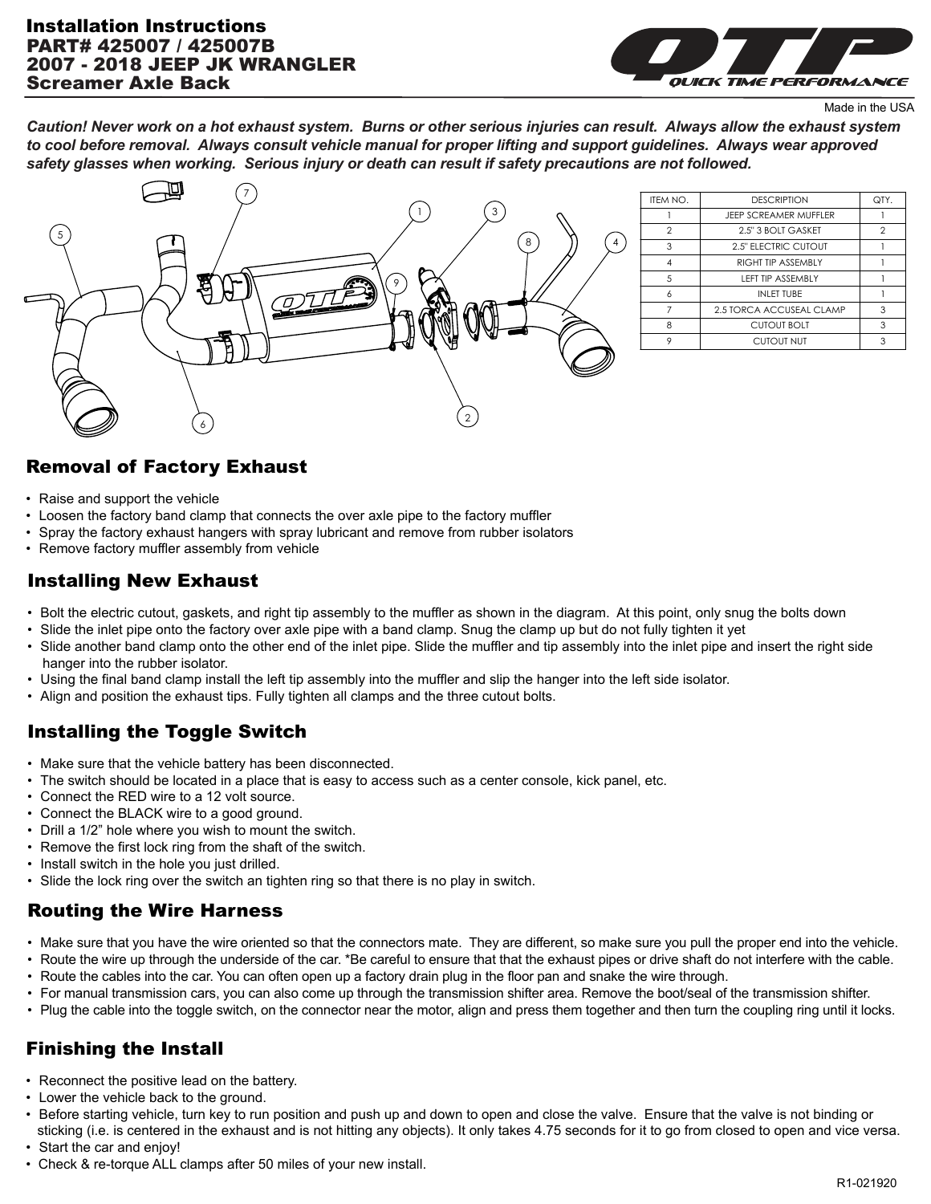# Installation Instructions
# PART# 425007 / 425007B
# 2007 - 2018 JEEP JK WRANGLER
# Screamer Axle Back

Made in the USA

***Caution! Never work on a hot exhaust system. Burns or other serious injuries can result. Always allow the exhaust system to cool before removal. Always consult vehicle manual for proper lifting and support guidelines. Always wear approved safety glasses when working. Serious injury or death can result if safety precautions are not followed.***

| ITEM NO. | DESCRIPTION | QTY. |
|---|---|---|
| 1 | JEEP SCREAMER MUFFLER | 1 |
| 2 | 2.5" 3 BOLT GASKET | 2 |
| 3 | 2.5" ELECTRIC CUTOUT | 1 |
| 4 | RIGHT TIP ASSEMBLY | 1 |
| 5 | LEFT TIP ASSEMBLY | 1 |
| 6 | INLET TUBE | 1 |
| 7 | 2.5 TORCA ACCUSEAL CLAMP | 3 |
| 8 | CUTOUT BOLT | 3 |
| 9 | CUTOUT NUT | 3 |

## Removal of Factory Exhaust

- Raise and support the vehicle
- Loosen the factory band clamp that connects the over axle pipe to the factory muffler
- Spray the factory exhaust hangers with spray lubricant and remove from rubber isolators
- Remove factory muffler assembly from vehicle

## Installing New Exhaust

- Bolt the electric cutout, gaskets, and right tip assembly to the muffler as shown in the diagram. At this point, only snug the bolts down
- Slide the inlet pipe onto the factory over axle pipe with a band clamp. Snug the clamp up but do not fully tighten it yet
- Slide another band clamp onto the other end of the inlet pipe. Slide the muffler and tip assembly into the inlet pipe and insert the right side hanger into the rubber isolator.
- Using the final band clamp install the left tip assembly into the muffler and slip the hanger into the left side isolator.
- Align and position the exhaust tips. Fully tighten all clamps and the three cutout bolts.

## Installing the Toggle Switch

- Make sure that the vehicle battery has been disconnected.
- The switch should be located in a place that is easy to access such as a center console, kick panel, etc.
- Connect the RED wire to a 12 volt source.
- Connect the BLACK wire to a good ground.
- Drill a 1/2" hole where you wish to mount the switch.
- Remove the first lock ring from the shaft of the switch.
- Install switch in the hole you just drilled.
- Slide the lock ring over the switch an tighten ring so that there is no play in switch.

## Routing the Wire Harness

- Make sure that you have the wire oriented so that the connectors mate. They are different, so make sure you pull the proper end into the vehicle.
- Route the wire up through the underside of the car. *Be careful to ensure that that the exhaust pipes or drive shaft do not interfere with the cable.
- Route the cables into the car. You can often open up a factory drain plug in the floor pan and snake the wire through.
- For manual transmission cars, you can also come up through the transmission shifter area. Remove the boot/seal of the transmission shifter.
- Plug the cable into the toggle switch, on the connector near the motor, align and press them together and then turn the coupling ring until it locks.

## Finishing the Install

- Reconnect the positive lead on the battery.
- Lower the vehicle back to the ground.
- Before starting vehicle, turn key to run position and push up and down to open and close the valve. Ensure that the valve is not binding or sticking (i.e. is centered in the exhaust and is not hitting any objects). It only takes 4.75 seconds for it to go from closed to open and vice versa.
- Start the car and enjoy!
- Check & re-torque ALL clamps after 50 miles of your new install.

R1-021920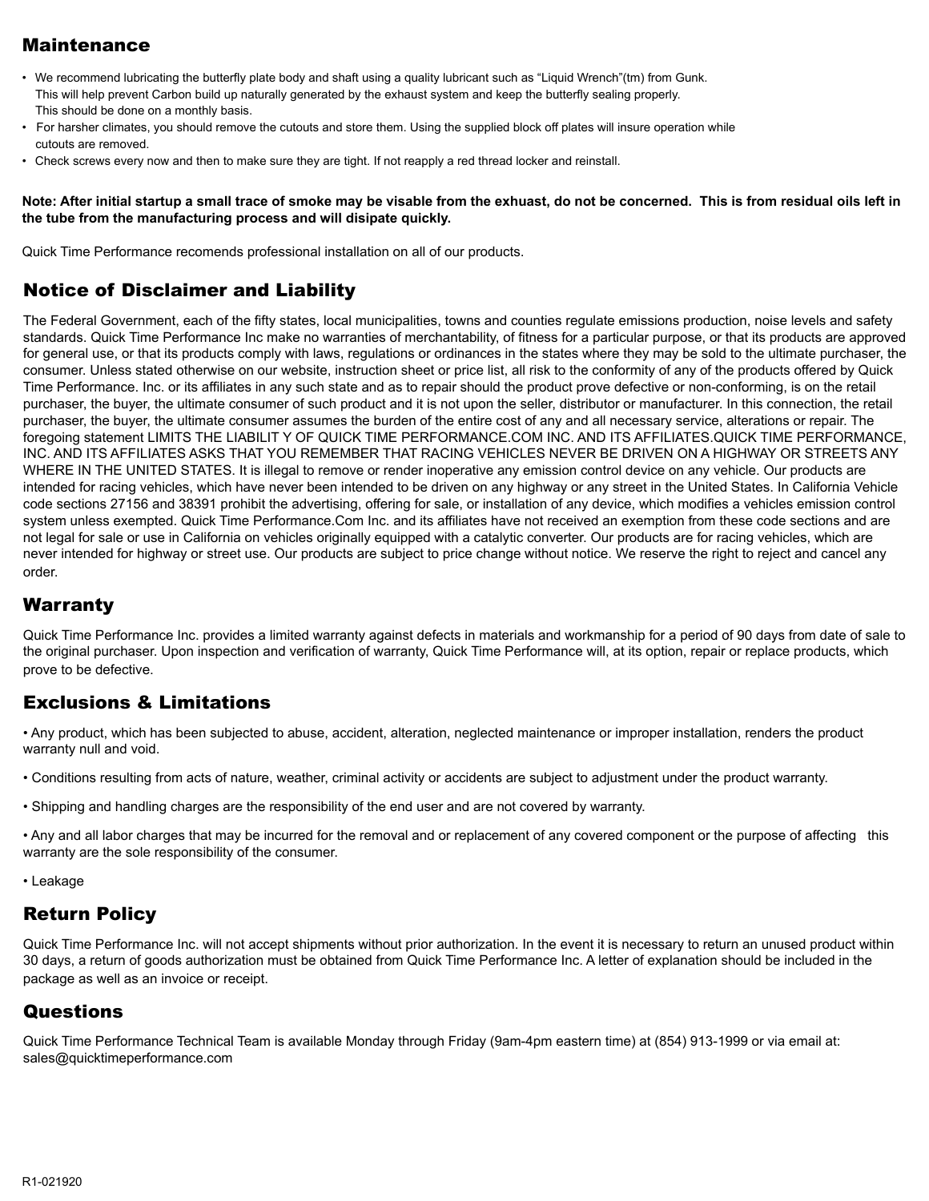## Maintenance

- We recommend lubricating the butterfly plate body and shaft using a quality lubricant such as "Liquid Wrench"(tm) from Gunk. This will help prevent Carbon build up naturally generated by the exhaust system and keep the butterfly sealing properly. This should be done on a monthly basis.
- For harsher climates, you should remove the cutouts and store them. Using the supplied block off plates will insure operation while cutouts are removed.
- Check screws every now and then to make sure they are tight. If not reapply a red thread locker and reinstall.

**Note: After initial startup a small trace of smoke may be visable from the exhuast, do not be concerned. This is from residual oils left in the tube from the manufacturing process and will disipate quickly.**

Quick Time Performance recomends professional installation on all of our products.

## Notice of Disclaimer and Liability

The Federal Government, each of the fifty states, local municipalities, towns and counties regulate emissions production, noise levels and safety standards. Quick Time Performance Inc make no warranties of merchantability, of fitness for a particular purpose, or that its products are approved for general use, or that its products comply with laws, regulations or ordinances in the states where they may be sold to the ultimate purchaser, the consumer. Unless stated otherwise on our website, instruction sheet or price list, all risk to the conformity of any of the products offered by Quick Time Performance. Inc. or its affiliates in any such state and as to repair should the product prove defective or non-conforming, is on the retail purchaser, the buyer, the ultimate consumer of such product and it is not upon the seller, distributor or manufacturer. In this connection, the retail purchaser, the buyer, the ultimate consumer assumes the burden of the entire cost of any and all necessary service, alterations or repair. The foregoing statement LIMITS THE LIABILIT Y OF QUICK TIME PERFORMANCE.COM INC. AND ITS AFFILIATES.QUICK TIME PERFORMANCE, INC. AND ITS AFFILIATES ASKS THAT YOU REMEMBER THAT RACING VEHICLES NEVER BE DRIVEN ON A HIGHWAY OR STREETS ANY WHERE IN THE UNITED STATES. It is illegal to remove or render inoperative any emission control device on any vehicle. Our products are intended for racing vehicles, which have never been intended to be driven on any highway or any street in the United States. In California Vehicle code sections 27156 and 38391 prohibit the advertising, offering for sale, or installation of any device, which modifies a vehicles emission control system unless exempted. Quick Time Performance.Com Inc. and its affiliates have not received an exemption from these code sections and are not legal for sale or use in California on vehicles originally equipped with a catalytic converter. Our products are for racing vehicles, which are never intended for highway or street use. Our products are subject to price change without notice. We reserve the right to reject and cancel any order.

## Warranty

Quick Time Performance Inc. provides a limited warranty against defects in materials and workmanship for a period of 90 days from date of sale to the original purchaser. Upon inspection and verification of warranty, Quick Time Performance will, at its option, repair or replace products, which prove to be defective.

## Exclusions & Limitations

• Any product, which has been subjected to abuse, accident, alteration, neglected maintenance or improper installation, renders the product warranty null and void.

• Conditions resulting from acts of nature, weather, criminal activity or accidents are subject to adjustment under the product warranty.

• Shipping and handling charges are the responsibility of the end user and are not covered by warranty.

• Any and all labor charges that may be incurred for the removal and or replacement of any covered component or the purpose of affecting this warranty are the sole responsibility of the consumer.

• Leakage

## Return Policy

Quick Time Performance Inc. will not accept shipments without prior authorization. In the event it is necessary to return an unused product within 30 days, a return of goods authorization must be obtained from Quick Time Performance Inc. A letter of explanation should be included in the package as well as an invoice or receipt.

## Questions

Quick Time Performance Technical Team is available Monday through Friday (9am-4pm eastern time) at (854) 913-1999 or via email at: sales@quicktimeperformance.com

R1-021920